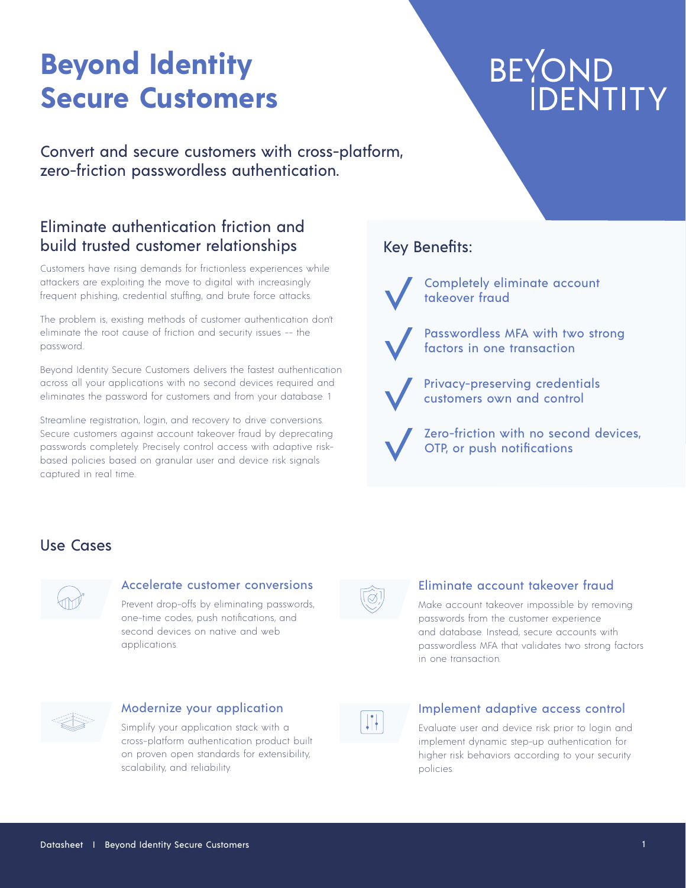# Beyond Identity Secure Customers

BEYOND IDENTITY

Convert and secure customers with cross-platform, zero-friction passwordless authentication.

## Eliminate authentication friction and build trusted customer relationships

Customers have rising demands for frictionless experiences while attackers are exploiting the move to digital with increasingly frequent phishing, credential stuffing, and brute force attacks.

The problem is, existing methods of customer authentication don't eliminate the root cause of friction and security issues -- the password.

Beyond Identity Secure Customers delivers the fastest authentication across all your applications with no second devices required and eliminates the password for customers and from your database. 1

Streamline registration, login, and recovery to drive conversions. Secure customers against account takeover fraud by deprecating passwords completely. Precisely control access with adaptive risk-based policies based on granular user and device risk signals captured in real time.

## Key Benefits:

- Completely eliminate account takeover fraud
- Passwordless MFA with two strong factors in one transaction
- Privacy-preserving credentials customers own and control
- Zero-friction with no second devices, OTP, or push notifications

## Use Cases

### Accelerate customer conversions

Prevent drop-offs by eliminating passwords, one-time codes, push notifications, and second devices on native and web applications.

### Eliminate account takeover fraud

Make account takeover impossible by removing passwords from the customer experience and database. Instead, secure accounts with passwordless MFA that validates two strong factors in one transaction.

### Modernize your application

Simplify your application stack with a cross-platform authentication product built on proven open standards for extensibility, scalability, and reliability.

### Implement adaptive access control

Evaluate user and device risk prior to login and implement dynamic step-up authentication for higher risk behaviors according to your security policies.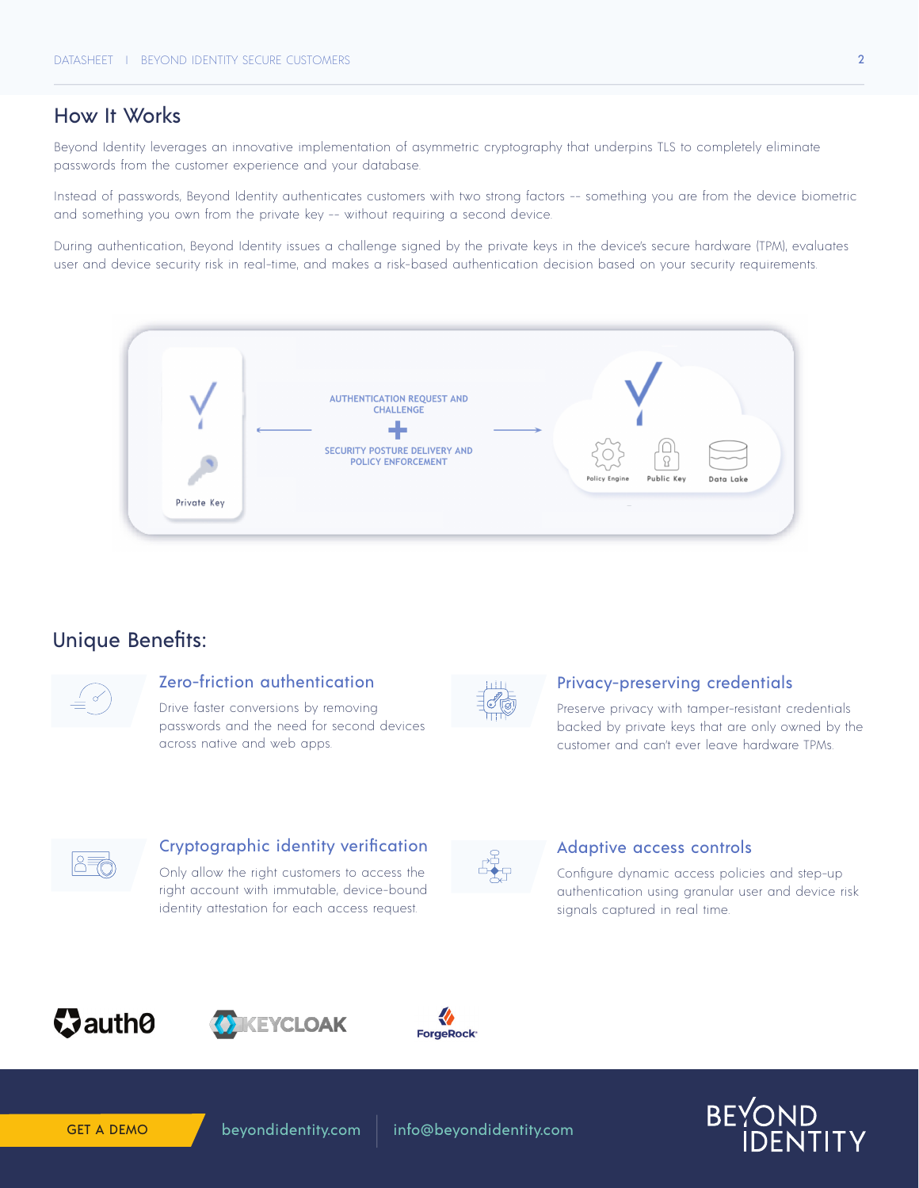## How It Works

Beyond Identity leverages an innovative implementation of asymmetric cryptography that underpins TLS to completely eliminate passwords from the customer experience and your database.

Instead of passwords, Beyond Identity authenticates customers with two strong factors -- something you are from the device biometric and something you own from the private key -- without requiring a second device.

During authentication, Beyond Identity issues a challenge signed by the private keys in the device's secure hardware (TPM), evaluates user and device security risk in real-time, and makes a risk-based authentication decision based on your security requirements.

Private Key

AUTHENTICATION REQUEST AND CHALLENGE

+

SECURITY POSTURE DELIVERY AND POLICY ENFORCEMENT

Policy Engine

Public Key

Data Lake

## Unique Benefits:

### Zero-friction authentication

Drive faster conversions by removing passwords and the need for second devices across native and web apps.

### Privacy-preserving credentials

Preserve privacy with tamper-resistant credentials backed by private keys that are only owned by the customer and can't ever leave hardware TPMs.

### Cryptographic identity verification

Only allow the right customers to access the right account with immutable, device-bound identity attestation for each access request.

### Adaptive access controls

Configure dynamic access policies and step-up authentication using granular user and device risk signals captured in real time.

auth0 | KEYCLOAK | ForgeRock

GET A DEMO | beyondidentity.com | info@beyondidentity.com

BEYOND IDENTITY